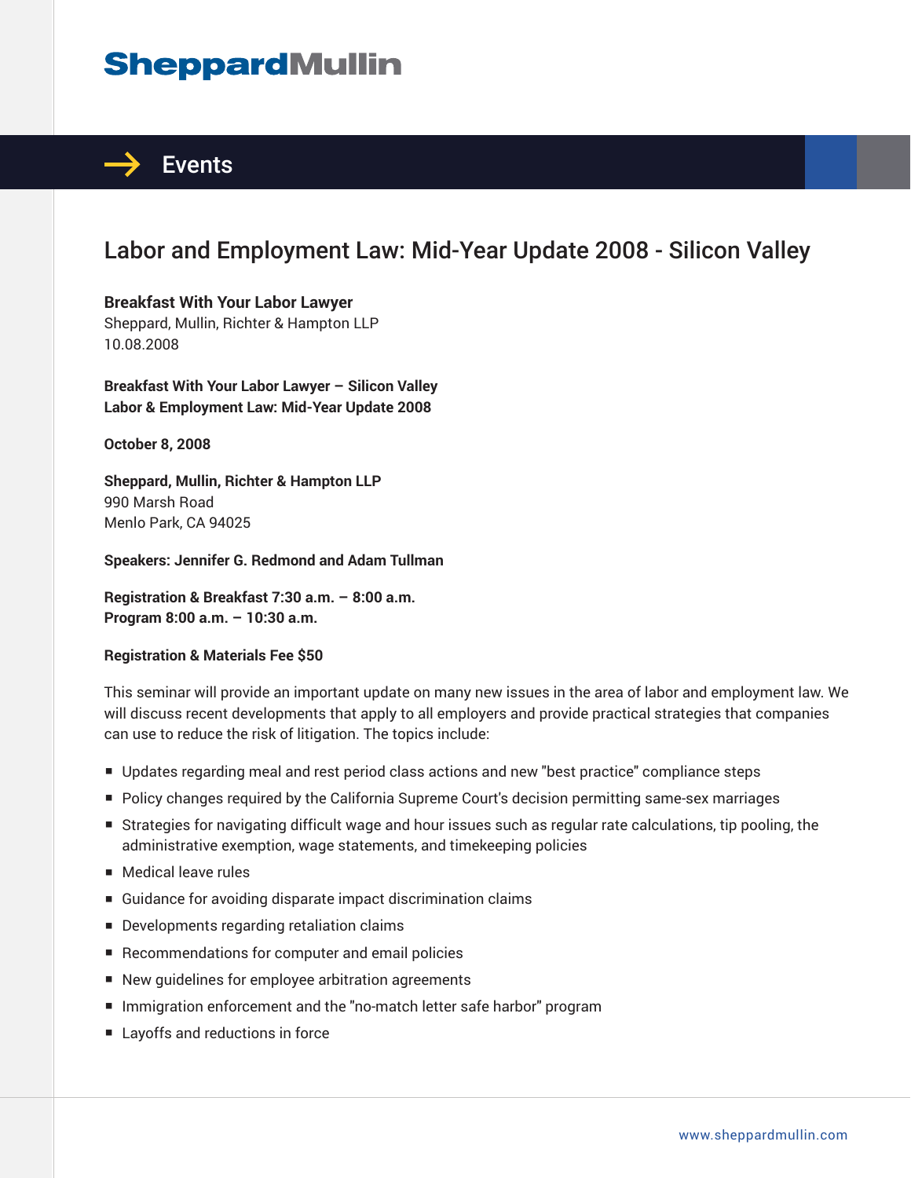# Labor and Employment Law: Mid-Year Update 2008 - Silicon Valley

**Breakfast With Your Labor Lawyer**
Sheppard, Mullin, Richter & Hampton LLP
10.08.2008

**Breakfast With Your Labor Lawyer – Silicon Valley**
**Labor & Employment Law: Mid-Year Update 2008**

**October 8, 2008**

**Sheppard, Mullin, Richter & Hampton LLP**
990 Marsh Road
Menlo Park, CA 94025

**Speakers: Jennifer G. Redmond and Adam Tullman**

**Registration & Breakfast 7:30 a.m. – 8:00 a.m.**
**Program 8:00 a.m. – 10:30 a.m.**

**Registration & Materials Fee $50**

This seminar will provide an important update on many new issues in the area of labor and employment law. We will discuss recent developments that apply to all employers and provide practical strategies that companies can use to reduce the risk of litigation. The topics include:

- Updates regarding meal and rest period class actions and new "best practice" compliance steps
- Policy changes required by the California Supreme Court's decision permitting same-sex marriages
- Strategies for navigating difficult wage and hour issues such as regular rate calculations, tip pooling, the administrative exemption, wage statements, and timekeeping policies
- Medical leave rules
- Guidance for avoiding disparate impact discrimination claims
- Developments regarding retaliation claims
- Recommendations for computer and email policies
- New guidelines for employee arbitration agreements
- Immigration enforcement and the "no-match letter safe harbor" program
- Layoffs and reductions in force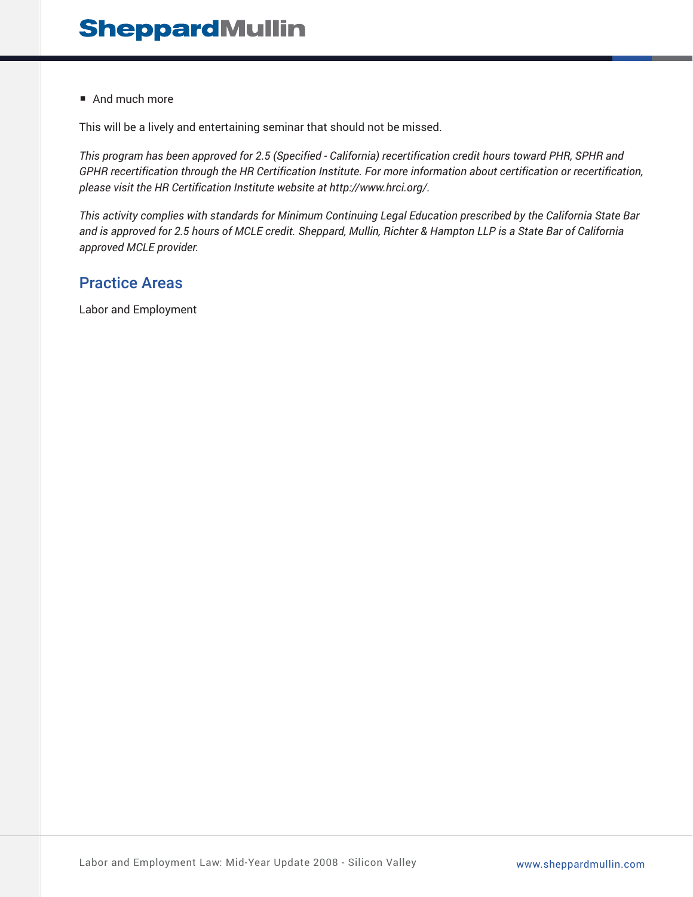- And much more

This will be a lively and entertaining seminar that should not be missed.

*This program has been approved for 2.5 (Specified - California) recertification credit hours toward PHR, SPHR and GPHR recertification through the HR Certification Institute. For more information about certification or recertification, please visit the HR Certification Institute website at http://www.hrci.org/.*

*This activity complies with standards for Minimum Continuing Legal Education prescribed by the California State Bar and is approved for 2.5 hours of MCLE credit. Sheppard, Mullin, Richter & Hampton LLP is a State Bar of California approved MCLE provider.*

## Practice Areas

Labor and Employment